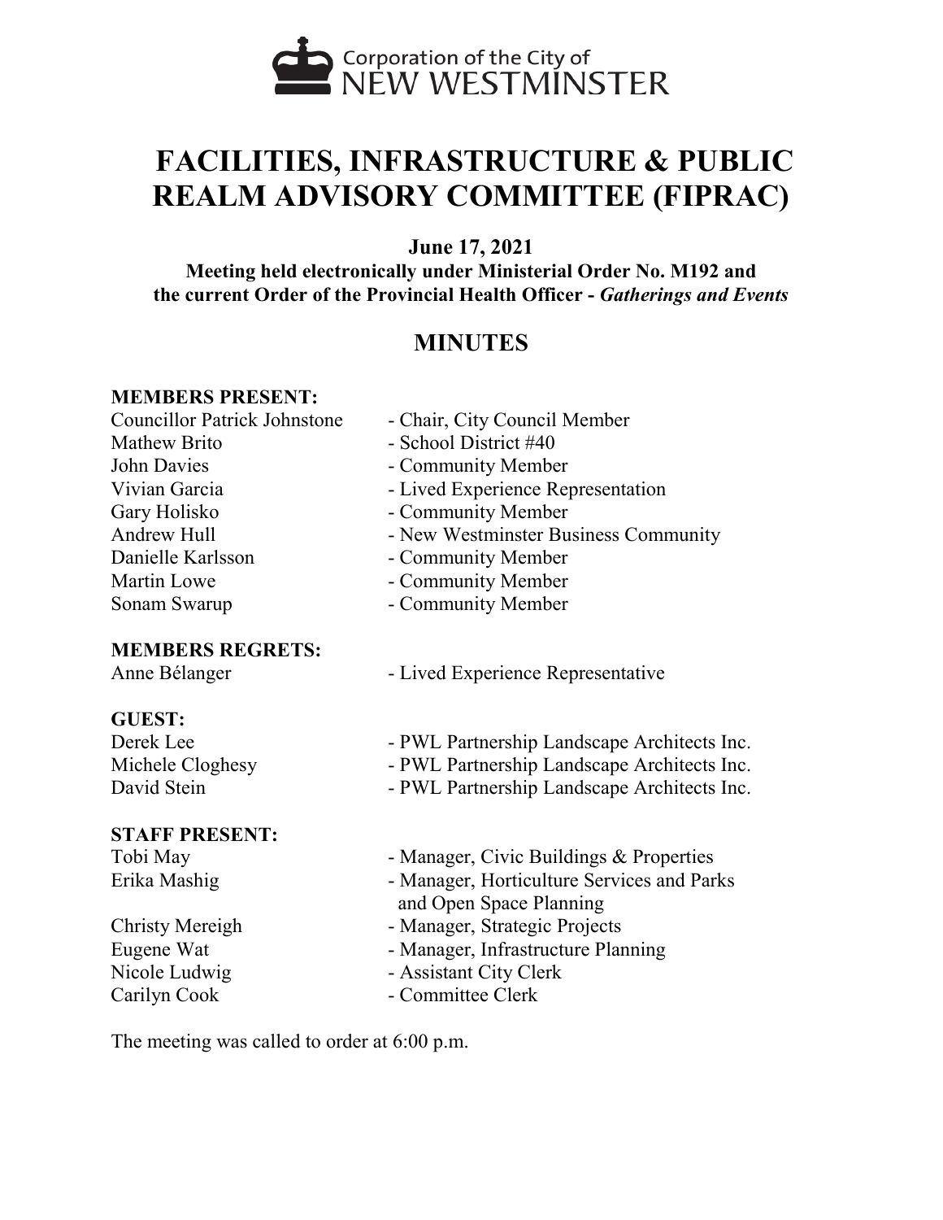Corporation of the City of NEW WESTMINSTER

# FACILITIES, INFRASTRUCTURE & PUBLIC REALM ADVISORY COMMITTEE (FIPRAC)

**June 17, 2021**

**Meeting held electronically under Ministerial Order No. M192 and the current Order of the Provincial Health Officer - *Gatherings and Events***

## MINUTES

**MEMBERS PRESENT:**

| | |
|---|---|
| Councillor Patrick Johnstone | - Chair, City Council Member |
| Mathew Brito | - School District #40 |
| John Davies | - Community Member |
| Vivian Garcia | - Lived Experience Representation |
| Gary Holisko | - Community Member |
| Andrew Hull | - New Westminster Business Community |
| Danielle Karlsson | - Community Member |
| Martin Lowe | - Community Member |
| Sonam Swarup | - Community Member |

**MEMBERS REGRETS:**

| | |
|---|---|
| Anne Bélanger | - Lived Experience Representative |

**GUEST:**

| | |
|---|---|
| Derek Lee | - PWL Partnership Landscape Architects Inc. |
| Michele Cloghesy | - PWL Partnership Landscape Architects Inc. |
| David Stein | - PWL Partnership Landscape Architects Inc. |

**STAFF PRESENT:**

| | |
|---|---|
| Tobi May | - Manager, Civic Buildings & Properties |
| Erika Mashig | - Manager, Horticulture Services and Parks and Open Space Planning |
| Christy Mereigh | - Manager, Strategic Projects |
| Eugene Wat | - Manager, Infrastructure Planning |
| Nicole Ludwig | - Assistant City Clerk |
| Carilyn Cook | - Committee Clerk |

The meeting was called to order at 6:00 p.m.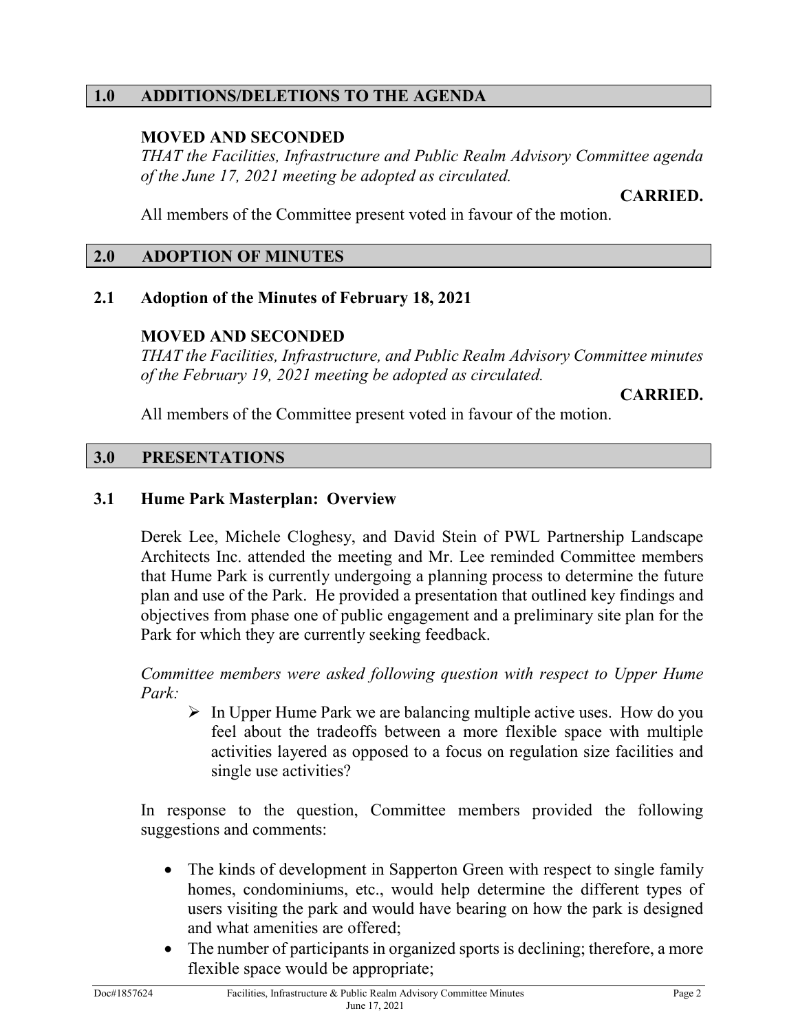## 1.0 ADDITIONS/DELETIONS TO THE AGENDA

**MOVED AND SECONDED**

*THAT the Facilities, Infrastructure and Public Realm Advisory Committee agenda of the June 17, 2021 meeting be adopted as circulated.*

**CARRIED.**

All members of the Committee present voted in favour of the motion.

## 2.0 ADOPTION OF MINUTES

### 2.1 Adoption of the Minutes of February 18, 2021

**MOVED AND SECONDED**

*THAT the Facilities, Infrastructure, and Public Realm Advisory Committee minutes of the February 19, 2021 meeting be adopted as circulated.*

**CARRIED.**

All members of the Committee present voted in favour of the motion.

## 3.0 PRESENTATIONS

### 3.1 Hume Park Masterplan: Overview

Derek Lee, Michele Cloghesy, and David Stein of PWL Partnership Landscape Architects Inc. attended the meeting and Mr. Lee reminded Committee members that Hume Park is currently undergoing a planning process to determine the future plan and use of the Park. He provided a presentation that outlined key findings and objectives from phase one of public engagement and a preliminary site plan for the Park for which they are currently seeking feedback.

*Committee members were asked following question with respect to Upper Hume Park:*

- In Upper Hume Park we are balancing multiple active uses. How do you feel about the tradeoffs between a more flexible space with multiple activities layered as opposed to a focus on regulation size facilities and single use activities?

In response to the question, Committee members provided the following suggestions and comments:

- The kinds of development in Sapperton Green with respect to single family homes, condominiums, etc., would help determine the different types of users visiting the park and would have bearing on how the park is designed and what amenities are offered;
- The number of participants in organized sports is declining; therefore, a more flexible space would be appropriate;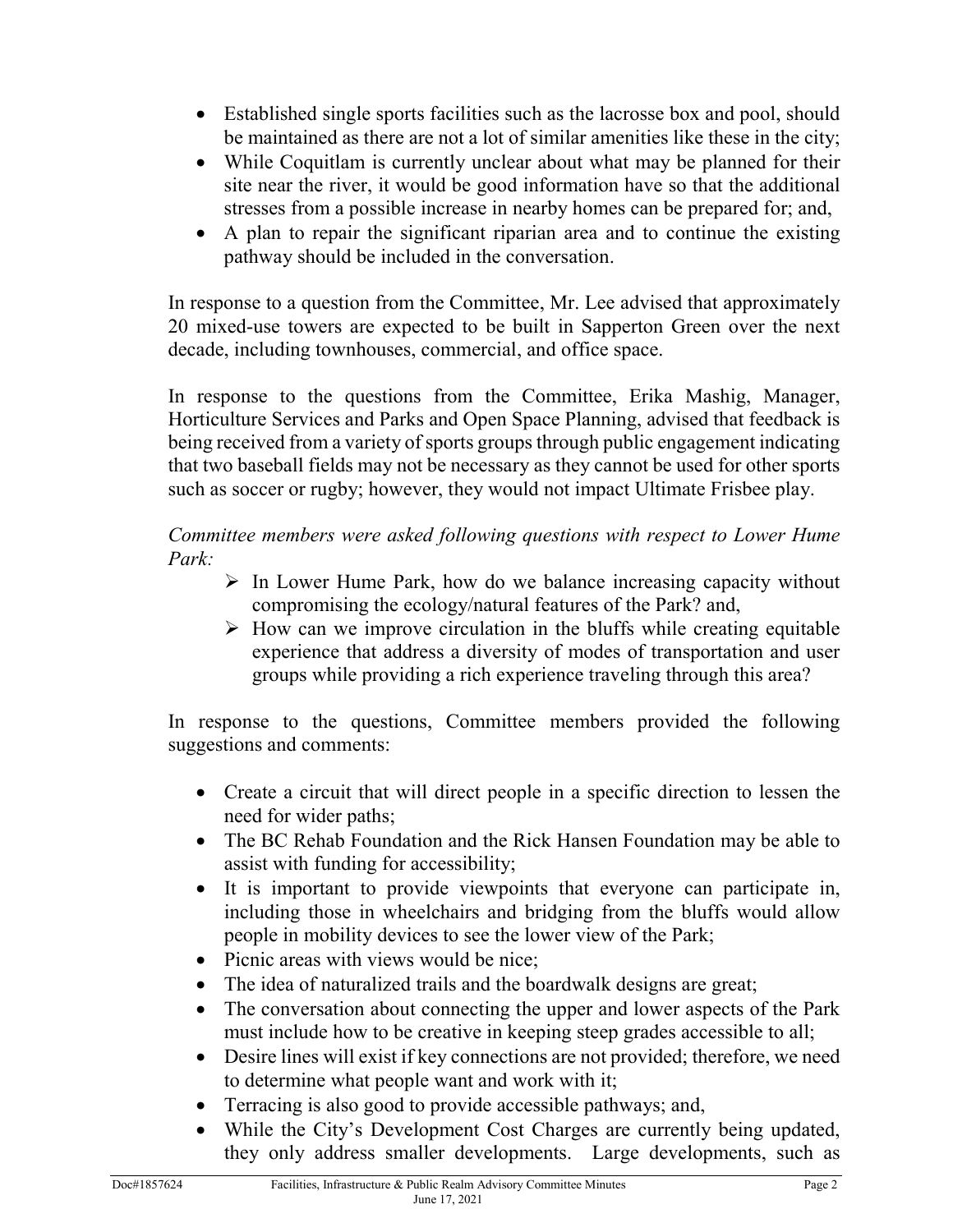- Established single sports facilities such as the lacrosse box and pool, should be maintained as there are not a lot of similar amenities like these in the city;
- While Coquitlam is currently unclear about what may be planned for their site near the river, it would be good information have so that the additional stresses from a possible increase in nearby homes can be prepared for; and,
- A plan to repair the significant riparian area and to continue the existing pathway should be included in the conversation.

In response to a question from the Committee, Mr. Lee advised that approximately 20 mixed-use towers are expected to be built in Sapperton Green over the next decade, including townhouses, commercial, and office space.

In response to the questions from the Committee, Erika Mashig, Manager, Horticulture Services and Parks and Open Space Planning, advised that feedback is being received from a variety of sports groups through public engagement indicating that two baseball fields may not be necessary as they cannot be used for other sports such as soccer or rugby; however, they would not impact Ultimate Frisbee play.

*Committee members were asked following questions with respect to Lower Hume Park:*

- In Lower Hume Park, how do we balance increasing capacity without compromising the ecology/natural features of the Park? and,
- How can we improve circulation in the bluffs while creating equitable experience that address a diversity of modes of transportation and user groups while providing a rich experience traveling through this area?

In response to the questions, Committee members provided the following suggestions and comments:

- Create a circuit that will direct people in a specific direction to lessen the need for wider paths;
- The BC Rehab Foundation and the Rick Hansen Foundation may be able to assist with funding for accessibility;
- It is important to provide viewpoints that everyone can participate in, including those in wheelchairs and bridging from the bluffs would allow people in mobility devices to see the lower view of the Park;
- Picnic areas with views would be nice;
- The idea of naturalized trails and the boardwalk designs are great;
- The conversation about connecting the upper and lower aspects of the Park must include how to be creative in keeping steep grades accessible to all;
- Desire lines will exist if key connections are not provided; therefore, we need to determine what people want and work with it;
- Terracing is also good to provide accessible pathways; and,
- While the City's Development Cost Charges are currently being updated, they only address smaller developments. Large developments, such as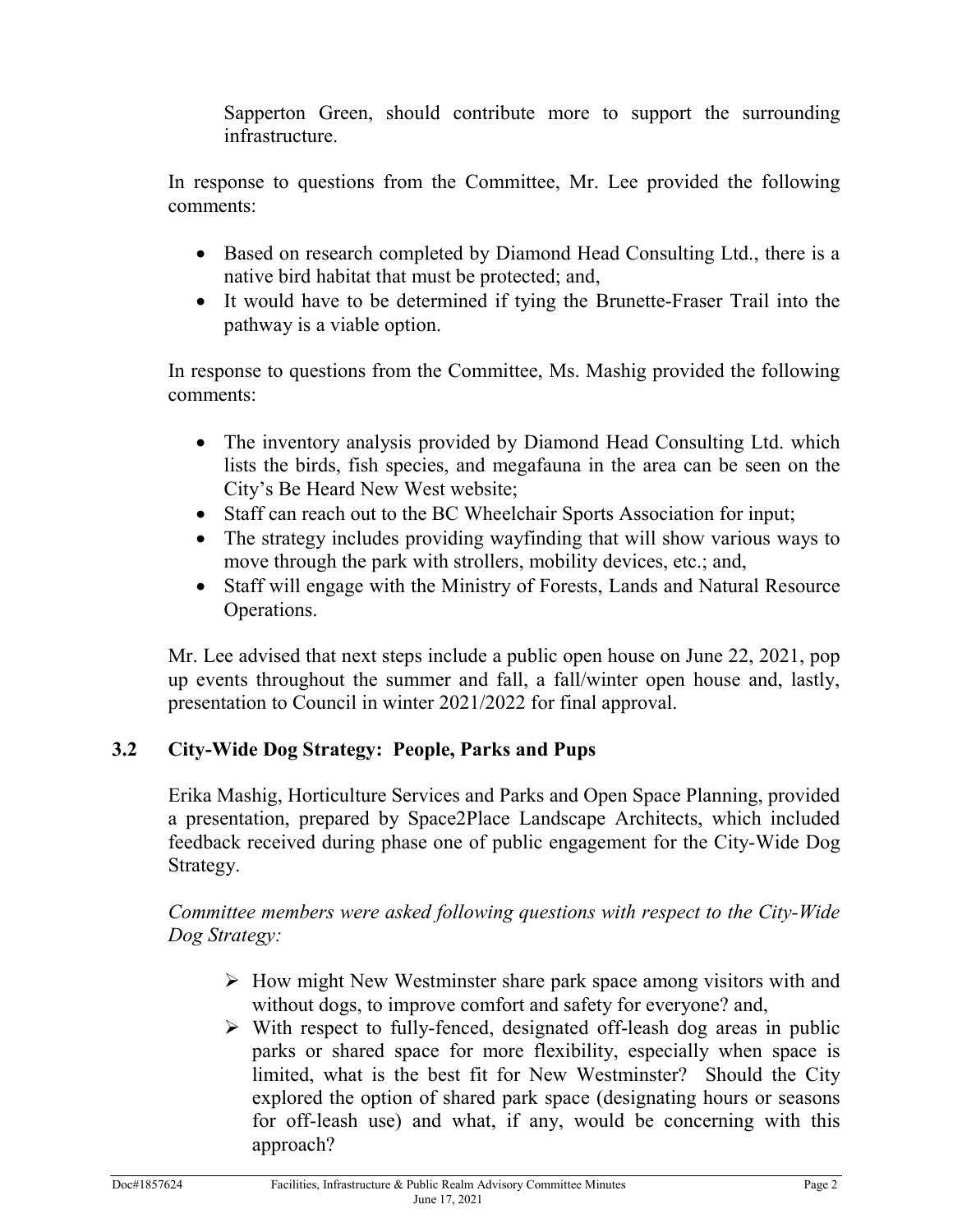Sapperton Green, should contribute more to support the surrounding infrastructure.

In response to questions from the Committee, Mr. Lee provided the following comments:

- Based on research completed by Diamond Head Consulting Ltd., there is a native bird habitat that must be protected; and,
- It would have to be determined if tying the Brunette-Fraser Trail into the pathway is a viable option.

In response to questions from the Committee, Ms. Mashig provided the following comments:

- The inventory analysis provided by Diamond Head Consulting Ltd. which lists the birds, fish species, and megafauna in the area can be seen on the City's Be Heard New West website;
- Staff can reach out to the BC Wheelchair Sports Association for input;
- The strategy includes providing wayfinding that will show various ways to move through the park with strollers, mobility devices, etc.; and,
- Staff will engage with the Ministry of Forests, Lands and Natural Resource Operations.

Mr. Lee advised that next steps include a public open house on June 22, 2021, pop up events throughout the summer and fall, a fall/winter open house and, lastly, presentation to Council in winter 2021/2022 for final approval.

### 3.2 City-Wide Dog Strategy: People, Parks and Pups

Erika Mashig, Horticulture Services and Parks and Open Space Planning, provided a presentation, prepared by Space2Place Landscape Architects, which included feedback received during phase one of public engagement for the City-Wide Dog Strategy.

*Committee members were asked following questions with respect to the City-Wide Dog Strategy:*

- How might New Westminster share park space among visitors with and without dogs, to improve comfort and safety for everyone? and,
- With respect to fully-fenced, designated off-leash dog areas in public parks or shared space for more flexibility, especially when space is limited, what is the best fit for New Westminster? Should the City explored the option of shared park space (designating hours or seasons for off-leash use) and what, if any, would be concerning with this approach?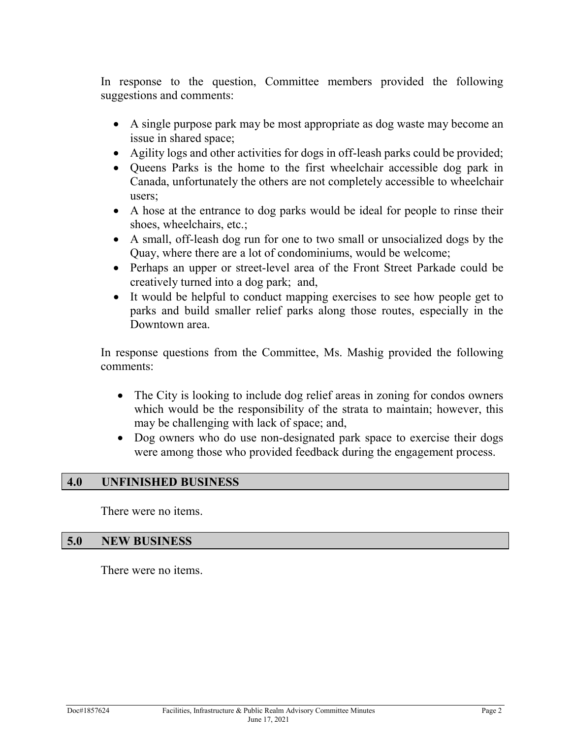In response to the question, Committee members provided the following suggestions and comments:

- A single purpose park may be most appropriate as dog waste may become an issue in shared space;
- Agility logs and other activities for dogs in off-leash parks could be provided;
- Queens Parks is the home to the first wheelchair accessible dog park in Canada, unfortunately the others are not completely accessible to wheelchair users;
- A hose at the entrance to dog parks would be ideal for people to rinse their shoes, wheelchairs, etc.;
- A small, off-leash dog run for one to two small or unsocialized dogs by the Quay, where there are a lot of condominiums, would be welcome;
- Perhaps an upper or street-level area of the Front Street Parkade could be creatively turned into a dog park; and,
- It would be helpful to conduct mapping exercises to see how people get to parks and build smaller relief parks along those routes, especially in the Downtown area.

In response questions from the Committee, Ms. Mashig provided the following comments:

- The City is looking to include dog relief areas in zoning for condos owners which would be the responsibility of the strata to maintain; however, this may be challenging with lack of space; and,
- Dog owners who do use non-designated park space to exercise their dogs were among those who provided feedback during the engagement process.

## 4.0 UNFINISHED BUSINESS

There were no items.

## 5.0 NEW BUSINESS

There were no items.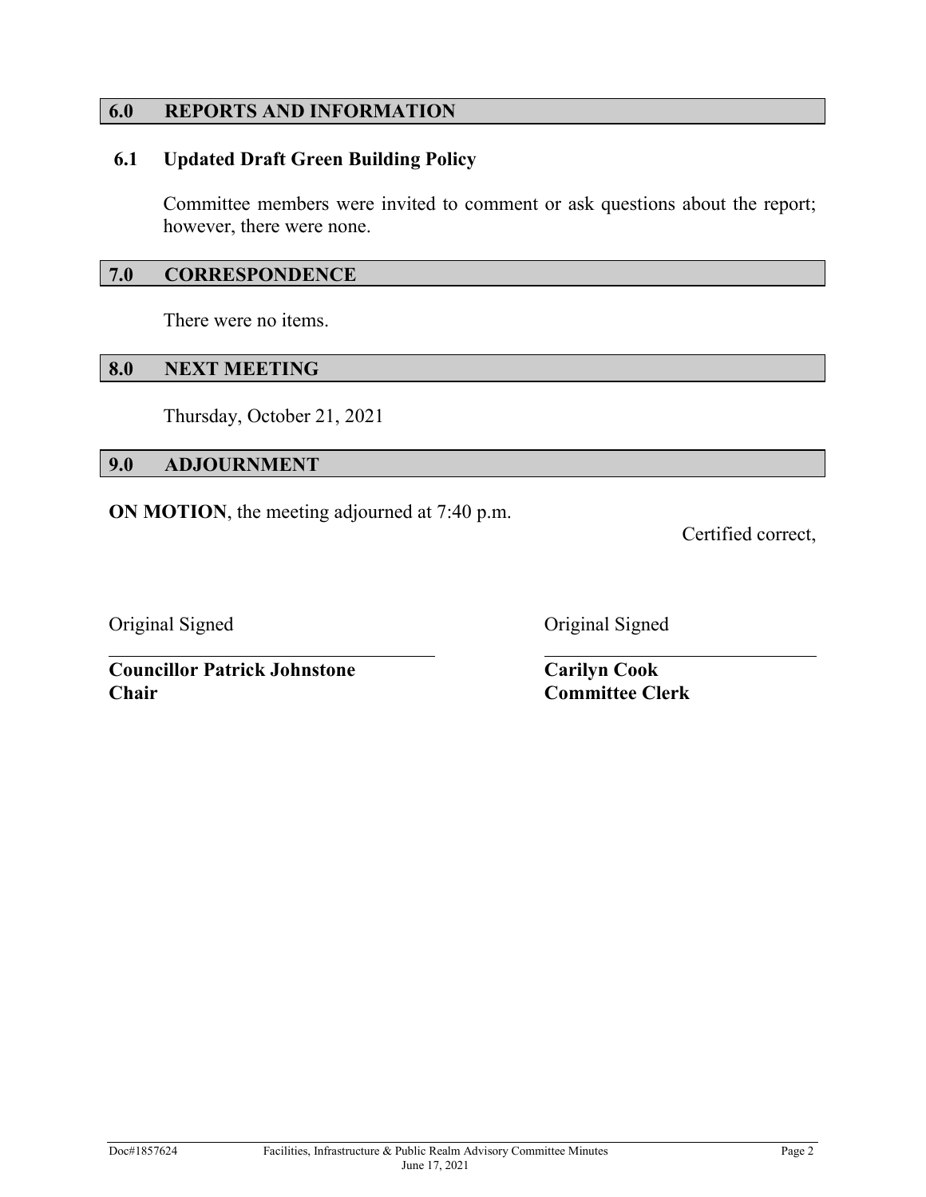## 6.0 REPORTS AND INFORMATION

### 6.1 Updated Draft Green Building Policy

Committee members were invited to comment or ask questions about the report; however, there were none.

## 7.0 CORRESPONDENCE

There were no items.

## 8.0 NEXT MEETING

Thursday, October 21, 2021

## 9.0 ADJOURNMENT

**ON MOTION**, the meeting adjourned at 7:40 p.m.

Certified correct,

Original Signed

**Councillor Patrick Johnstone**
**Chair**

Original Signed

**Carilyn Cook**
**Committee Clerk**